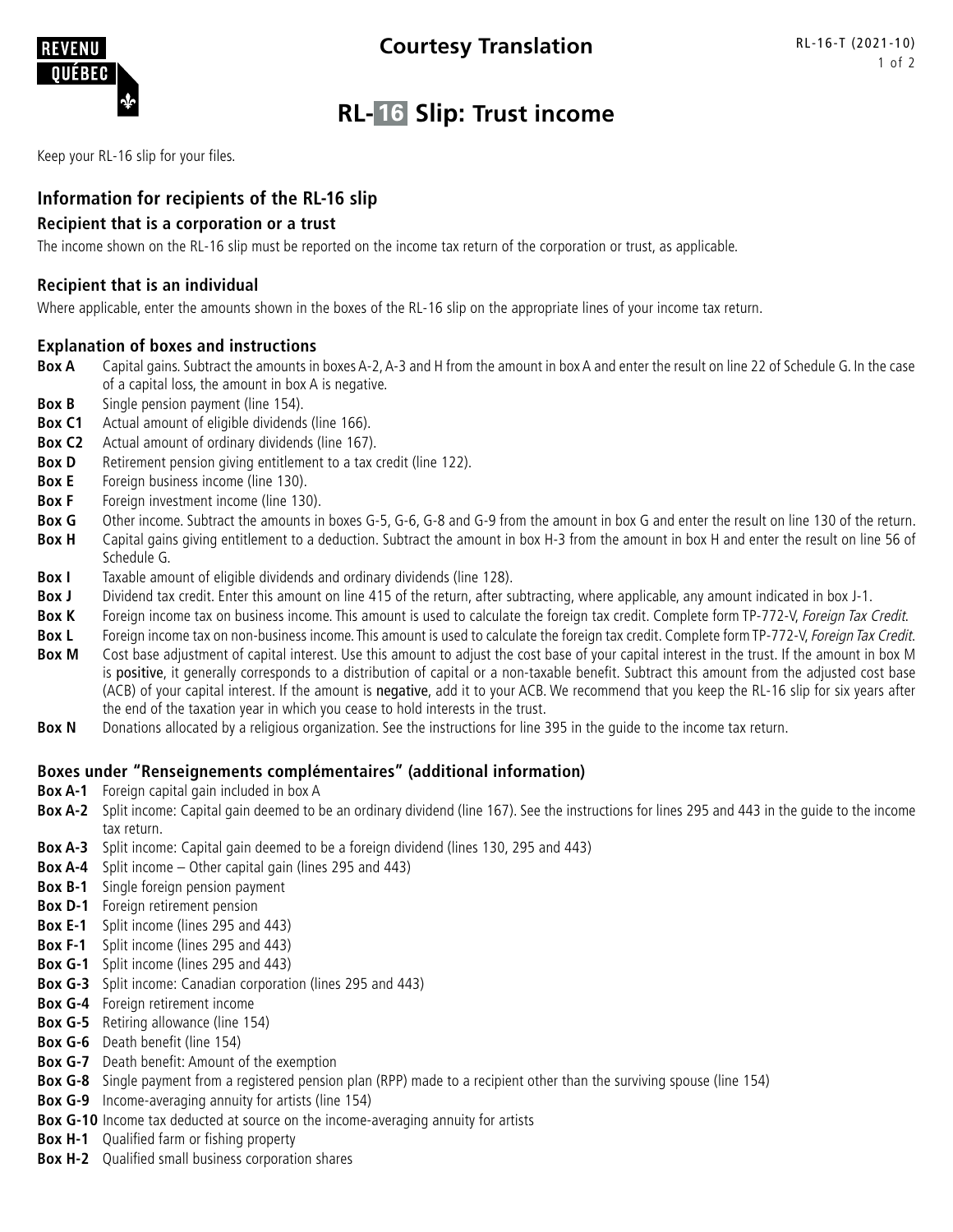Courtesy Translation

RL-16-T (2021-10)

# RL-16 Slip: Trust income

Keep your RL-16 slip for your files.

## Information for recipients of the RL-16 slip

### Recipient that is a corporation or a trust

The income shown on the RL-16 slip must be reported on the income tax return of the corporation or trust, as applicable.

### Recipient that is an individual

Where applicable, enter the amounts shown in the boxes of the RL-16 slip on the appropriate lines of your income tax return.

### Explanation of boxes and instructions

**Box A** Capital gains. Subtract the amounts in boxes A-2, A-3 and H from the amount in box A and enter the result on line 22 of Schedule G. In the case of a capital loss, the amount in box A is negative.

**Box B** Single pension payment (line 154).

**Box C1** Actual amount of eligible dividends (line 166).

**Box C2** Actual amount of ordinary dividends (line 167).

**Box D** Retirement pension giving entitlement to a tax credit (line 122).

**Box E** Foreign business income (line 130).

**Box F** Foreign investment income (line 130).

**Box G** Other income. Subtract the amounts in boxes G-5, G-6, G-8 and G-9 from the amount in box G and enter the result on line 130 of the return.

**Box H** Capital gains giving entitlement to a deduction. Subtract the amount in box H-3 from the amount in box H and enter the result on line 56 of Schedule G.

**Box I** Taxable amount of eligible dividends and ordinary dividends (line 128).

**Box J** Dividend tax credit. Enter this amount on line 415 of the return, after subtracting, where applicable, any amount indicated in box J-1.

**Box K** Foreign income tax on business income. This amount is used to calculate the foreign tax credit. Complete form TP-772-V, *Foreign Tax Credit*.

**Box L** Foreign income tax on non-business income. This amount is used to calculate the foreign tax credit. Complete form TP-772-V, *Foreign Tax Credit*.

**Box M** Cost base adjustment of capital interest. Use this amount to adjust the cost base of your capital interest in the trust. If the amount in box M is positive, it generally corresponds to a distribution of capital or a non-taxable benefit. Subtract this amount from the adjusted cost base (ACB) of your capital interest. If the amount is negative, add it to your ACB. We recommend that you keep the RL-16 slip for six years after the end of the taxation year in which you cease to hold interests in the trust.

**Box N** Donations allocated by a religious organization. See the instructions for line 395 in the guide to the income tax return.

### Boxes under "Renseignements complémentaires" (additional information)

**Box A-1** Foreign capital gain included in box A

**Box A-2** Split income: Capital gain deemed to be an ordinary dividend (line 167). See the instructions for lines 295 and 443 in the guide to the income tax return.

**Box A-3** Split income: Capital gain deemed to be a foreign dividend (lines 130, 295 and 443)

**Box A-4** Split income – Other capital gain (lines 295 and 443)

**Box B-1** Single foreign pension payment

**Box D-1** Foreign retirement pension

**Box E-1** Split income (lines 295 and 443)

**Box F-1** Split income (lines 295 and 443)

**Box G-1** Split income (lines 295 and 443)

**Box G-3** Split income: Canadian corporation (lines 295 and 443)

**Box G-4** Foreign retirement income

**Box G-5** Retiring allowance (line 154)

**Box G-6** Death benefit (line 154)

**Box G-7** Death benefit: Amount of the exemption

**Box G-8** Single payment from a registered pension plan (RPP) made to a recipient other than the surviving spouse (line 154)

**Box G-9** Income-averaging annuity for artists (line 154)

**Box G-10** Income tax deducted at source on the income-averaging annuity for artists

**Box H-1** Qualified farm or fishing property

**Box H-2** Qualified small business corporation shares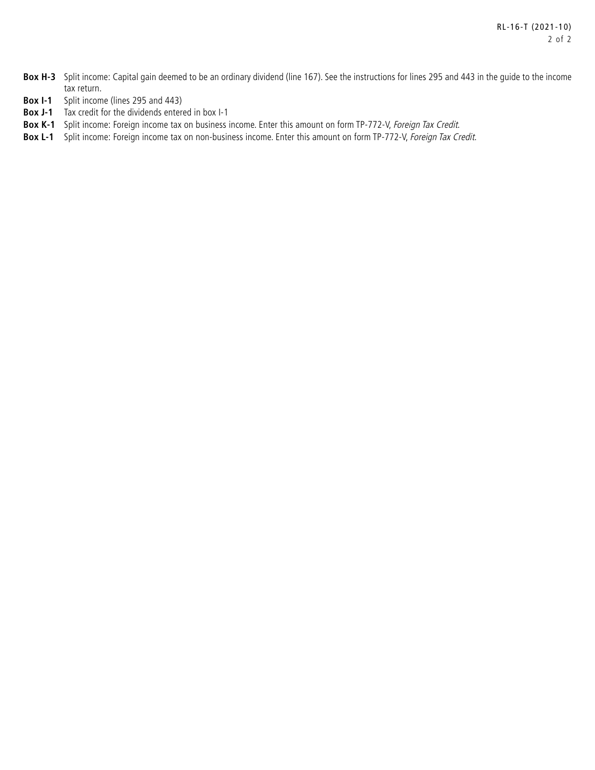**Box H-3** Split income: Capital gain deemed to be an ordinary dividend (line 167). See the instructions for lines 295 and 443 in the guide to the income tax return.

**Box I-1** Split income (lines 295 and 443)

**Box J-1** Tax credit for the dividends entered in box I-1

**Box K-1** Split income: Foreign income tax on business income. Enter this amount on form TP-772-V, *Foreign Tax Credit*.

**Box L-1** Split income: Foreign income tax on non-business income. Enter this amount on form TP-772-V, *Foreign Tax Credit*.